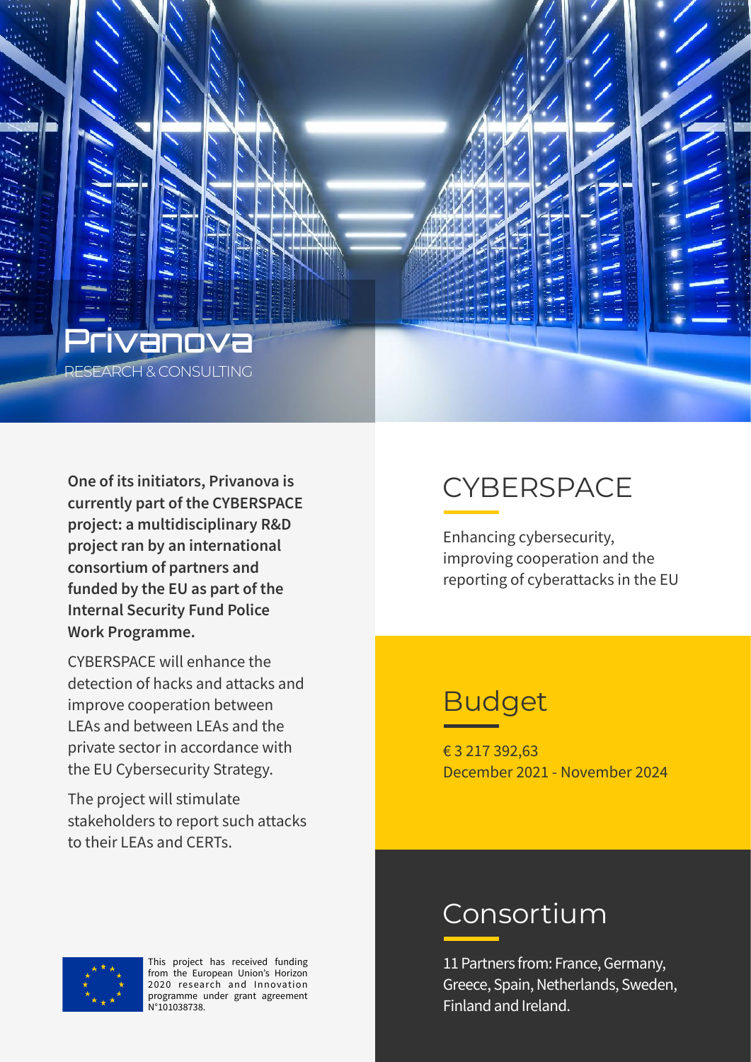Privanova

RESEARCH & CONSULTING

**One of its initiators, Privanova is currently part of the CYBERSPACE project: a multidisciplinary R&D project ran by an international consortium of partners and funded by the EU as part of the Internal Security Fund Police Work Programme.**

CYBERSPACE will enhance the detection of hacks and attacks and improve cooperation between LEAs and between LEAs and the private sector in accordance with the EU Cybersecurity Strategy.

The project will stimulate stakeholders to report such attacks to their LEAs and CERTs.

This project has received funding from the European Union's Horizon 2020 research and Innovation programme under grant agreement N°101038738.

# CYBERSPACE

Enhancing cybersecurity, improving cooperation and the reporting of cyberattacks in the EU

## Budget

€ 3 217 392,63
December 2021 - November 2024

## Consortium

11 Partners from: France, Germany, Greece, Spain, Netherlands, Sweden, Finland and Ireland.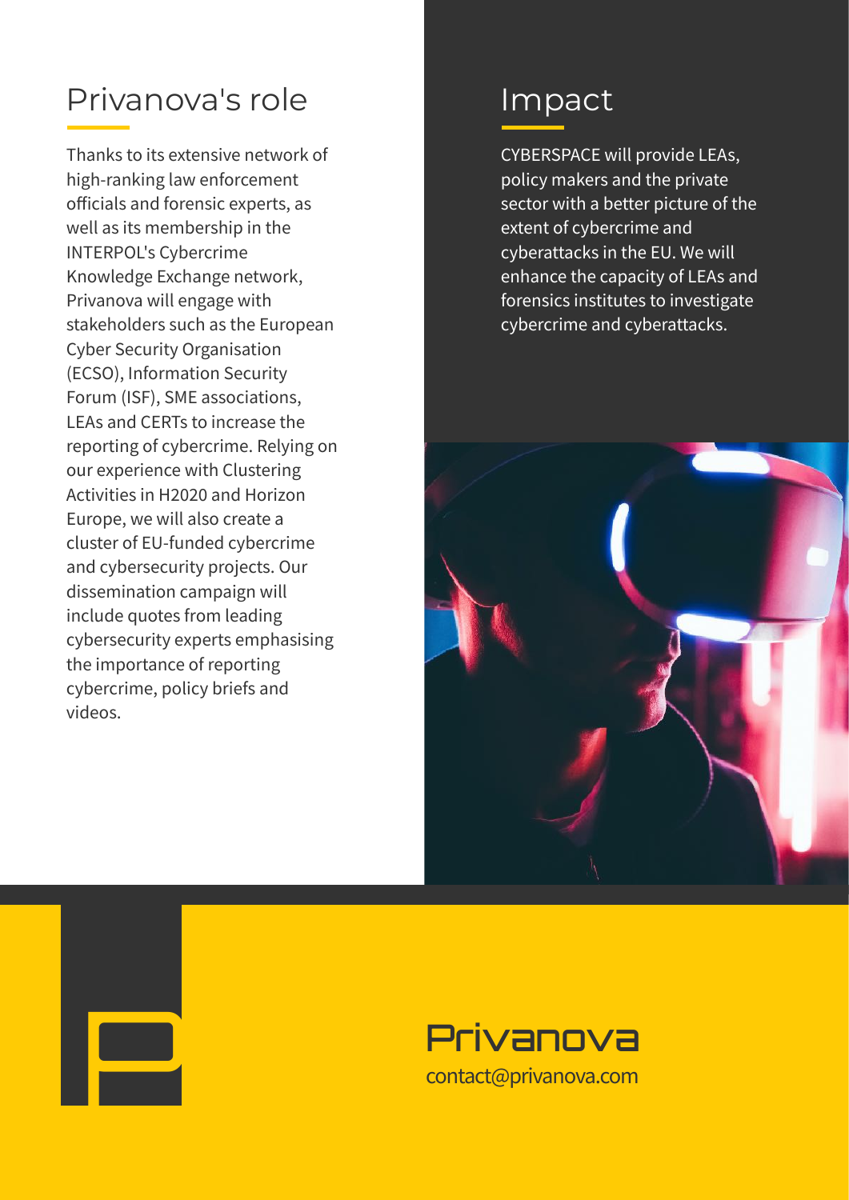## Privanova's role

Thanks to its extensive network of high-ranking law enforcement officials and forensic experts, as well as its membership in the INTERPOL's Cybercrime Knowledge Exchange network, Privanova will engage with stakeholders such as the European Cyber Security Organisation (ECSO), Information Security Forum (ISF), SME associations, LEAs and CERTs to increase the reporting of cybercrime. Relying on our experience with Clustering Activities in H2020 and Horizon Europe, we will also create a cluster of EU-funded cybercrime and cybersecurity projects. Our dissemination campaign will include quotes from leading cybersecurity experts emphasising the importance of reporting cybercrime, policy briefs and videos.

## Impact

CYBERSPACE will provide LEAs, policy makers and the private sector with a better picture of the extent of cybercrime and cyberattacks in the EU. We will enhance the capacity of LEAs and forensics institutes to investigate cybercrime and cyberattacks.

Privanova

contact@privanova.com